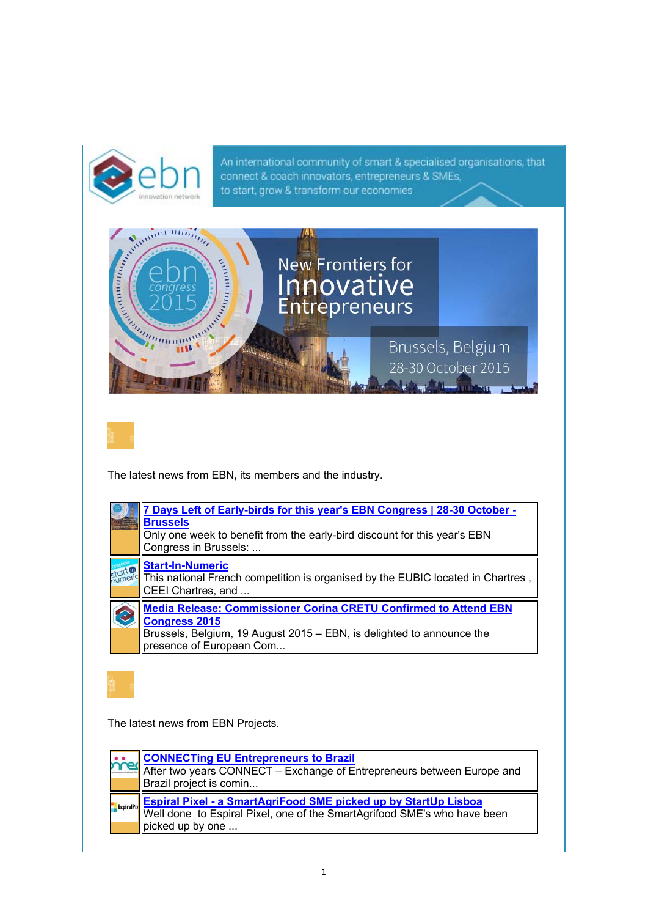An international community of smart & specialised organisations, that connect & coach innovators, entrepreneurs & SMEs, to start, grow & transform our economies

New Frontiers for Innovative Entrepreneurs

Brussels, Belgium 28-30 October 2015

The latest news from EBN, its members and the industry.

| |
|---|
| **[7 Days Left of Early-birds for this year's EBN Congress \| 28-30 October - Brussels]()**<br>Only one week to benefit from the early-bird discount for this year's EBN Congress in Brussels: ... |
| **[Start-In-Numeric]()**<br>This national French competition is organised by the EUBIC located in Chartres , CEEI Chartres, and ... |
| **[Media Release: Commissioner Corina CRETU Confirmed to Attend EBN Congress 2015]()**<br>Brussels, Belgium, 19 August 2015 – EBN, is delighted to announce the presence of European Com... |

The latest news from EBN Projects.

| |
|---|
| **[CONNECTing EU Entrepreneurs to Brazil]()**<br>After two years CONNECT – Exchange of Entrepreneurs between Europe and Brazil project is comin... |
| **[Espiral Pixel - a SmartAgriFood SME picked up by StartUp Lisboa]()**<br>Well done to Espiral Pixel, one of the SmartAgrifood SME's who have been picked up by one ... |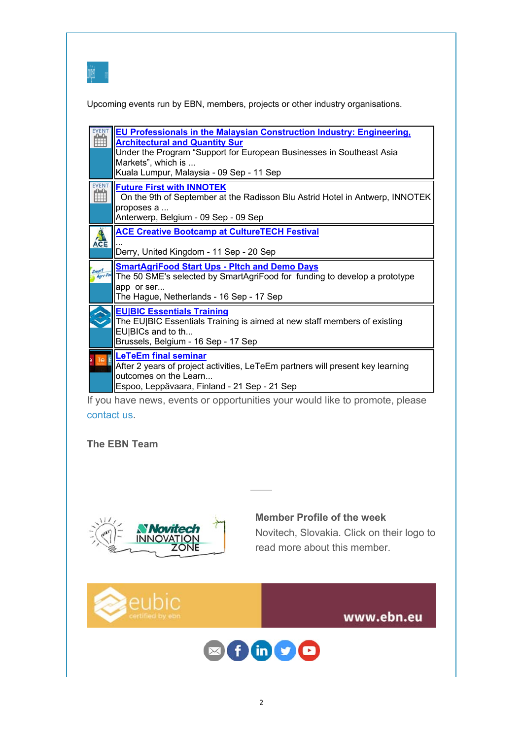Upcoming events run by EBN, members, projects or other industry organisations.

| | |
|---|---|
| EVENT | **EU Professionals in the Malaysian Construction Industry: Engineering, Architectural and Quantity Sur**<br>Under the Program “Support for European Businesses in Southeast Asia Markets”, which is ...<br>Kuala Lumpur, Malaysia - 09 Sep - 11 Sep |
| EVENT | **Future First with INNOTEK**<br>On the 9th of September at the Radisson Blu Astrid Hotel in Antwerp, INNOTEK proposes a ...<br>Anterwerp, Belgium - 09 Sep - 09 Sep |
| ACE | **ACE Creative Bootcamp at CultureTECH Festival**<br>...<br>Derry, United Kingdom - 11 Sep - 20 Sep |
| | **SmartAgriFood Start Ups - PItch and Demo Days**<br>The 50 SME's selected by SmartAgriFood for funding to develop a prototype app or ser...<br>The Hague, Netherlands - 16 Sep - 17 Sep |
| | **EU\|BIC Essentials Training**<br>The EU\|BIC Essentials Training is aimed at new staff members of existing EU\|BICs and to th...<br>Brussels, Belgium - 16 Sep - 17 Sep |
| | **LeTeEm final seminar**<br>After 2 years of project activities, LeTeEm partners will present key learning outcomes on the Learn...<br>Espoo, Leppävaara, Finland - 21 Sep - 21 Sep |

If you have news, events or opportunities your would like to promote, please contact us.

**The EBN Team**

**Member Profile of the week**

Novitech, Slovakia. Click on their logo to read more about this member.

www.ebn.eu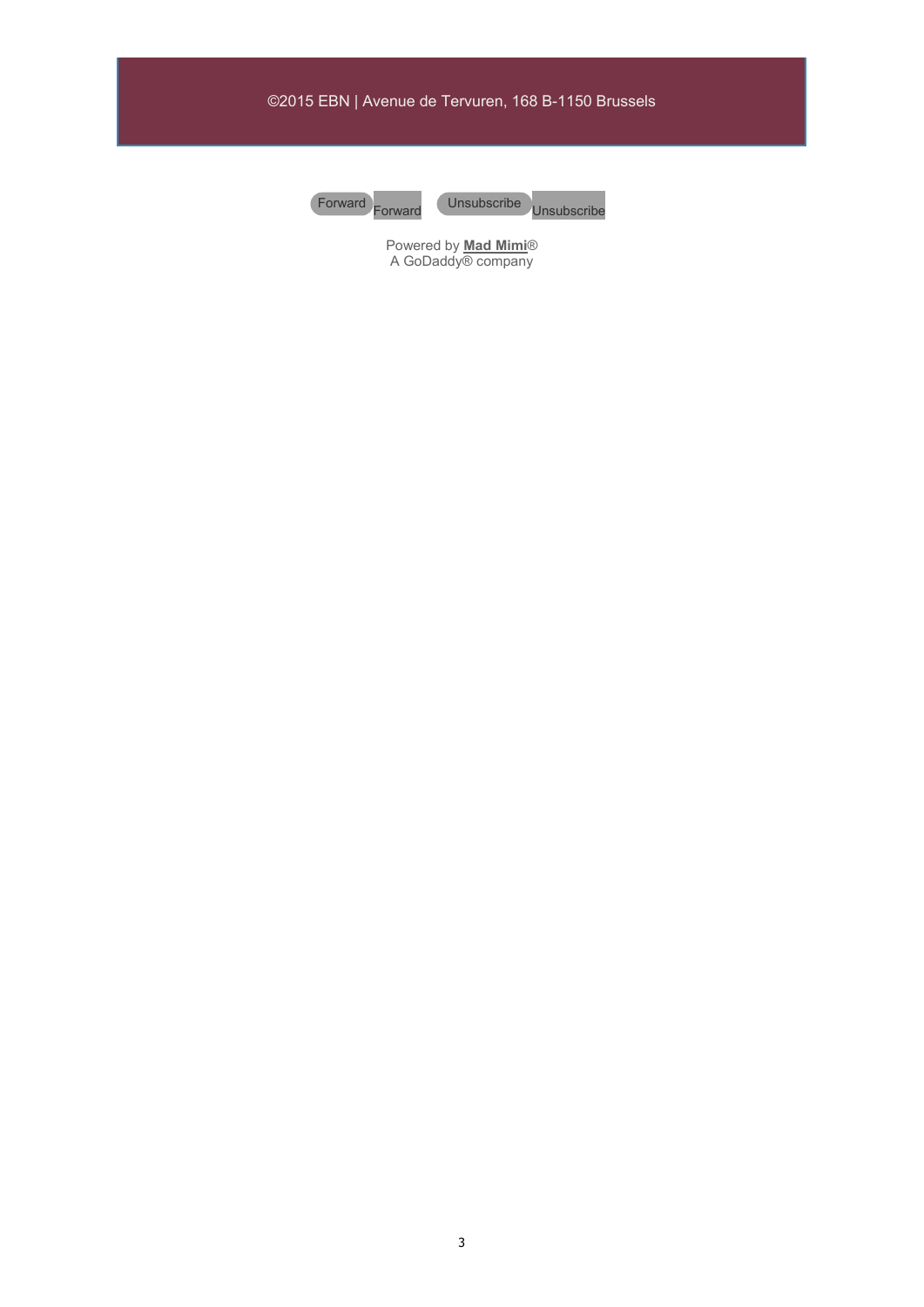©2015 EBN | Avenue de Tervuren, 168 B-1150 Brussels

Forward Forward Unsubscribe Unsubscribe

Powered by **Mad Mimi**®
A GoDaddy® company